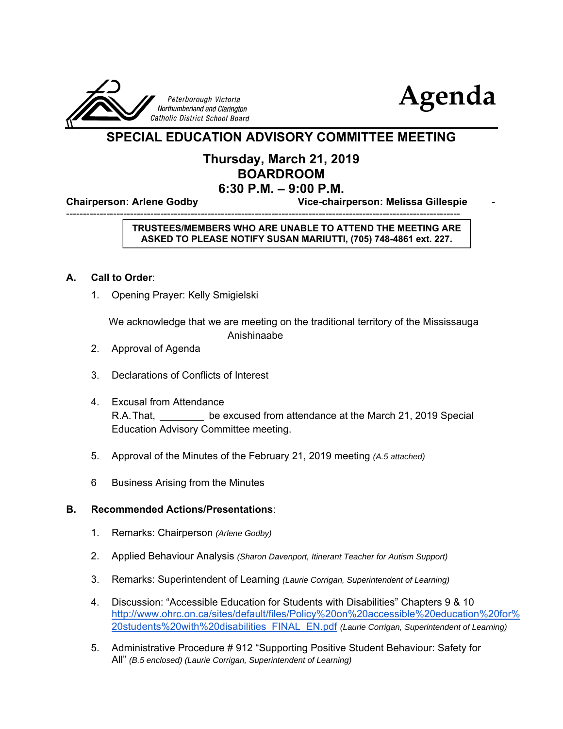Peterborough Victoria Northumberland and Clarington Catholic District School Board

# Agenda

## SPECIAL EDUCATION ADVISORY COMMITTEE MEETING

### Thursday, March 21, 2019
### BOARDROOM
### 6:30 P.M. – 9:00 P.M.

**Chairperson: Arlene Godby** **Vice-chairperson: Melissa Gillespie**

---

**TRUSTEES/MEMBERS WHO ARE UNABLE TO ATTEND THE MEETING ARE ASKED TO PLEASE NOTIFY SUSAN MARIUTTI, (705) 748-4861 ext. 227.**

**A. Call to Order**:

1. Opening Prayer: Kelly Smigielski

   We acknowledge that we are meeting on the traditional territory of the Mississauga Anishinaabe

2. Approval of Agenda

3. Declarations of Conflicts of Interest

4. Excusal from Attendance
   R.A. That, ________ be excused from attendance at the March 21, 2019 Special Education Advisory Committee meeting.

5. Approval of the Minutes of the February 21, 2019 meeting *(A.5 attached)*

6 Business Arising from the Minutes

**B. Recommended Actions/Presentations**:

1. Remarks: Chairperson *(Arlene Godby)*

2. Applied Behaviour Analysis *(Sharon Davenport, Itinerant Teacher for Autism Support)*

3. Remarks: Superintendent of Learning *(Laurie Corrigan, Superintendent of Learning)*

4. Discussion: "Accessible Education for Students with Disabilities" Chapters 9 & 10 http://www.ohrc.on.ca/sites/default/files/Policy%20on%20accessible%20education%20for%20students%20with%20disabilities_FINAL_EN.pdf *(Laurie Corrigan, Superintendent of Learning)*

5. Administrative Procedure # 912 "Supporting Positive Student Behaviour: Safety for All" *(B.5 enclosed) (Laurie Corrigan, Superintendent of Learning)*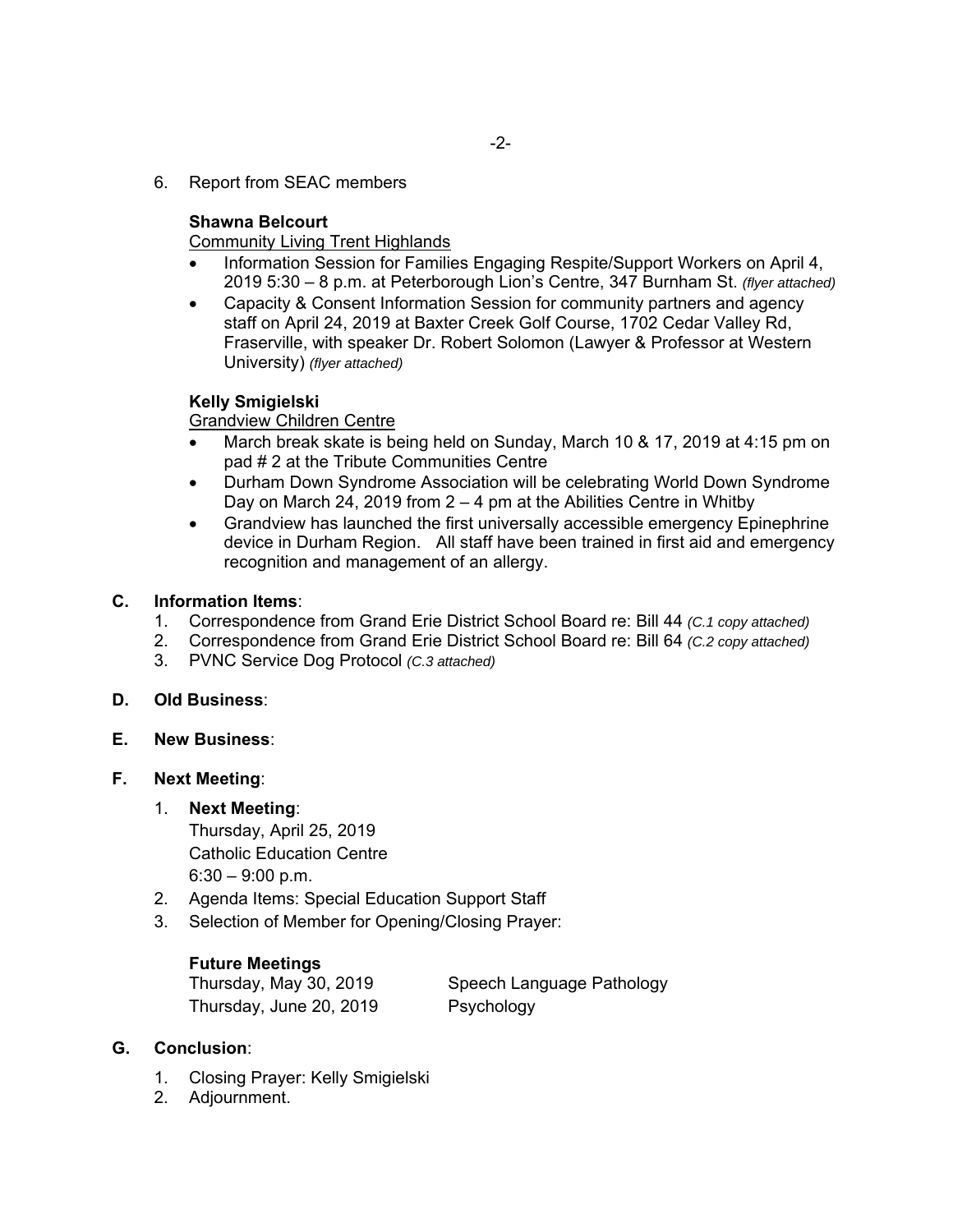6. Report from SEAC members

**Shawna Belcourt**

Community Living Trent Highlands

- Information Session for Families Engaging Respite/Support Workers on April 4, 2019 5:30 – 8 p.m. at Peterborough Lion's Centre, 347 Burnham St. *(flyer attached)*
- Capacity & Consent Information Session for community partners and agency staff on April 24, 2019 at Baxter Creek Golf Course, 1702 Cedar Valley Rd, Fraserville, with speaker Dr. Robert Solomon (Lawyer & Professor at Western University) *(flyer attached)*

**Kelly Smigielski**

Grandview Children Centre

- March break skate is being held on Sunday, March 10 & 17, 2019 at 4:15 pm on pad # 2 at the Tribute Communities Centre
- Durham Down Syndrome Association will be celebrating World Down Syndrome Day on March 24, 2019 from 2 – 4 pm at the Abilities Centre in Whitby
- Grandview has launched the first universally accessible emergency Epinephrine device in Durham Region. All staff have been trained in first aid and emergency recognition and management of an allergy.

**C. Information Items**:

1. Correspondence from Grand Erie District School Board re: Bill 44 *(C.1 copy attached)*
2. Correspondence from Grand Erie District School Board re: Bill 64 *(C.2 copy attached)*
3. PVNC Service Dog Protocol *(C.3 attached)*

**D. Old Business**:

**E. New Business**:

**F. Next Meeting**:

1. **Next Meeting**:
   Thursday, April 25, 2019
   Catholic Education Centre
   6:30 – 9:00 p.m.
2. Agenda Items: Special Education Support Staff
3. Selection of Member for Opening/Closing Prayer:

**Future Meetings**

Thursday, May 30, 2019 Speech Language Pathology
Thursday, June 20, 2019 Psychology

**G. Conclusion**:

1. Closing Prayer: Kelly Smigielski
2. Adjournment.